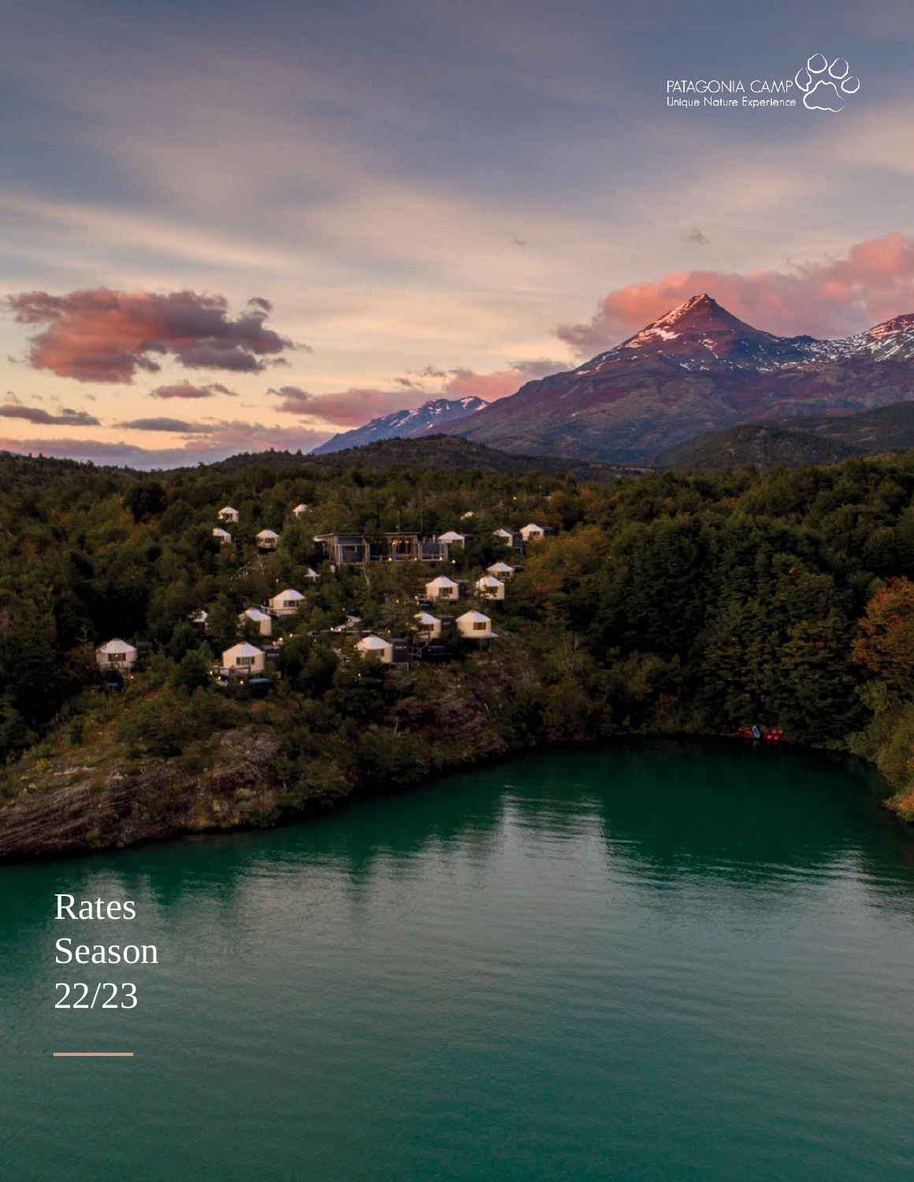PATAGONIA CAMP
Unique Nature Experience

# Rates Season 22/23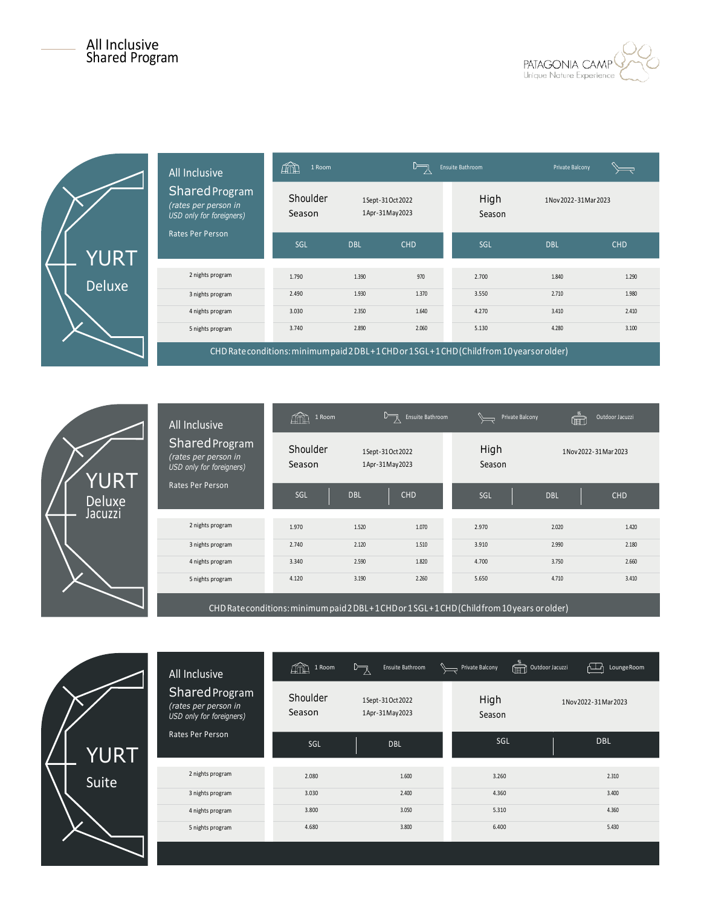# All Inclusive Shared Program

PATAGONIA CAMP
Unique Nature Experience

## YURT Deluxe

All Inclusive Shared Program *(rates per person in USD only for foreigners)*

Rates Per Person

1 Room · Ensuite Bathroom · Private Balcony

| Rates Per Person | Shoulder Season 1Sept-31Oct2022 / 1Apr-31May2023 | | | High Season 1Nov2022-31Mar2023 | | |
|---|---|---|---|---|---|---|
| | SGL | DBL | CHD | SGL | DBL | CHD |
| 2 nights program | 1.790 | 1.390 | 970 | 2.700 | 1.840 | 1.290 |
| 3 nights program | 2.490 | 1.930 | 1.370 | 3.550 | 2.710 | 1.980 |
| 4 nights program | 3.030 | 2.350 | 1.640 | 4.270 | 3.410 | 2.410 |
| 5 nights program | 3.740 | 2.890 | 2.060 | 5.130 | 4.280 | 3.100 |

CHD Rate conditions: minimum paid 2 DBL + 1 CHD or 1 SGL + 1 CHD (Child from 10 years or older)

## YURT Deluxe Jacuzzi

All Inclusive Shared Program *(rates per person in USD only for foreigners)*

Rates Per Person

1 Room · Ensuite Bathroom · Private Balcony · Outdoor Jacuzzi

| Rates Per Person | Shoulder Season 1Sept-31Oct2022 / 1Apr-31May2023 | | | High Season 1Nov2022-31Mar2023 | | |
|---|---|---|---|---|---|---|
| | SGL | DBL | CHD | SGL | DBL | CHD |
| 2 nights program | 1.970 | 1.520 | 1.070 | 2.970 | 2.020 | 1.420 |
| 3 nights program | 2.740 | 2.120 | 1.510 | 3.910 | 2.990 | 2.180 |
| 4 nights program | 3.340 | 2.590 | 1.820 | 4.700 | 3.750 | 2.660 |
| 5 nights program | 4.120 | 3.190 | 2.260 | 5.650 | 4.710 | 3.410 |

CHD Rate conditions: minimum paid 2 DBL + 1 CHD or 1 SGL + 1 CHD (Child from 10 years or older)

## YURT Suite

All Inclusive Shared Program *(rates per person in USD only for foreigners)*

Rates Per Person

1 Room · Ensuite Bathroom · Private Balcony · Outdoor Jacuzzi · Lounge Room

| Rates Per Person | Shoulder Season 1Sept-31Oct2022 / 1Apr-31May2023 | | High Season 1Nov2022-31Mar2023 | |
|---|---|---|---|---|
| | SGL | DBL | SGL | DBL |
| 2 nights program | 2.080 | 1.600 | 3.260 | 2.310 |
| 3 nights program | 3.030 | 2.400 | 4.360 | 3.400 |
| 4 nights program | 3.800 | 3.050 | 5.310 | 4.360 |
| 5 nights program | 4.680 | 3.800 | 6.400 | 5.430 |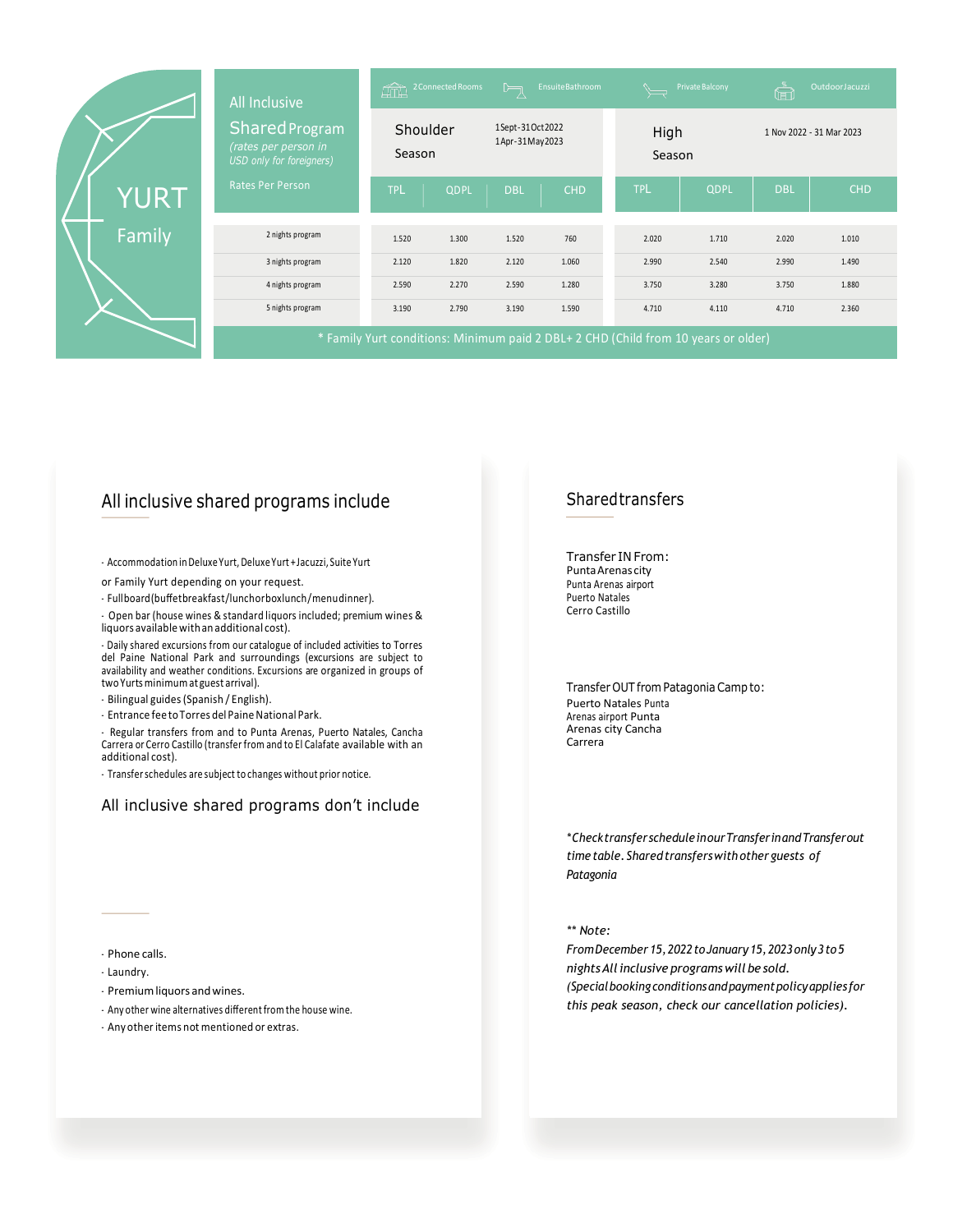# YURT Family

## All Inclusive Shared Program

*(rates per person in USD only for foreigners)*

Rates Per Person

2 Connected Rooms | Ensuite Bathroom | Private Balcony | Outdoor Jacuzzi

| | Shoulder Season (1 Sept - 31 Oct 2022; 1 Apr - 31 May 2023) | | | | High Season (1 Nov 2022 - 31 Mar 2023) | | | |
|---|---|---|---|---|---|---|---|---|
| | TPL | QDPL | DBL | CHD | TPL | QDPL | DBL | CHD |
| 2 nights program | 1.520 | 1.300 | 1.520 | 760 | 2.020 | 1.710 | 2.020 | 1.010 |
| 3 nights program | 2.120 | 1.820 | 2.120 | 1.060 | 2.990 | 2.540 | 2.990 | 1.490 |
| 4 nights program | 2.590 | 2.270 | 2.590 | 1.280 | 3.750 | 3.280 | 3.750 | 1.880 |
| 5 nights program | 3.190 | 2.790 | 3.190 | 1.590 | 4.710 | 4.110 | 4.710 | 2.360 |

\* Family Yurt conditions: Minimum paid 2 DBL+ 2 CHD (Child from 10 years or older)

## All inclusive shared programs include

· Accommodation in Deluxe Yurt, Deluxe Yurt + Jacuzzi, Suite Yurt or Family Yurt depending on your request.

· Full board (buffet breakfast / lunch or box lunch / menu dinner).

· Open bar (house wines & standard liquors included; premium wines & liquors available with an additional cost).

· Daily shared excursions from our catalogue of included activities to Torres del Paine National Park and surroundings (excursions are subject to availability and weather conditions. Excursions are organized in groups of two Yurts minimum at guest arrival).

· Bilingual guides (Spanish / English).

· Entrance fee to Torres del Paine National Park.

· Regular transfers from and to Punta Arenas, Puerto Natales, Cancha Carrera or Cerro Castillo (transfer from and to El Calafate available with an additional cost).

· Transfer schedules are subject to changes without prior notice.

## All inclusive shared programs don't include

· Phone calls.

· Laundry.

· Premium liquors and wines.

· Any other wine alternatives different from the house wine.

· Any other items not mentioned or extras.

## Shared transfers

Transfer IN From:

Punta Arenas city
Punta Arenas airport
Puerto Natales
Cerro Castillo

Transfer OUT from Patagonia Camp to:

Puerto Natales
Punta Arenas airport
Punta Arenas city
Cancha Carrera

*\*Check transfer schedule in our Transfer in and Transfer out time table. Shared transfers with other guests of Patagonia*

*\*\* Note:*
*From December 15, 2022 to January 15, 2023 only 3 to 5 nights All inclusive programs will be sold.*
*(Special booking conditions and payment policy applies for this peak season, check our cancellation policies).*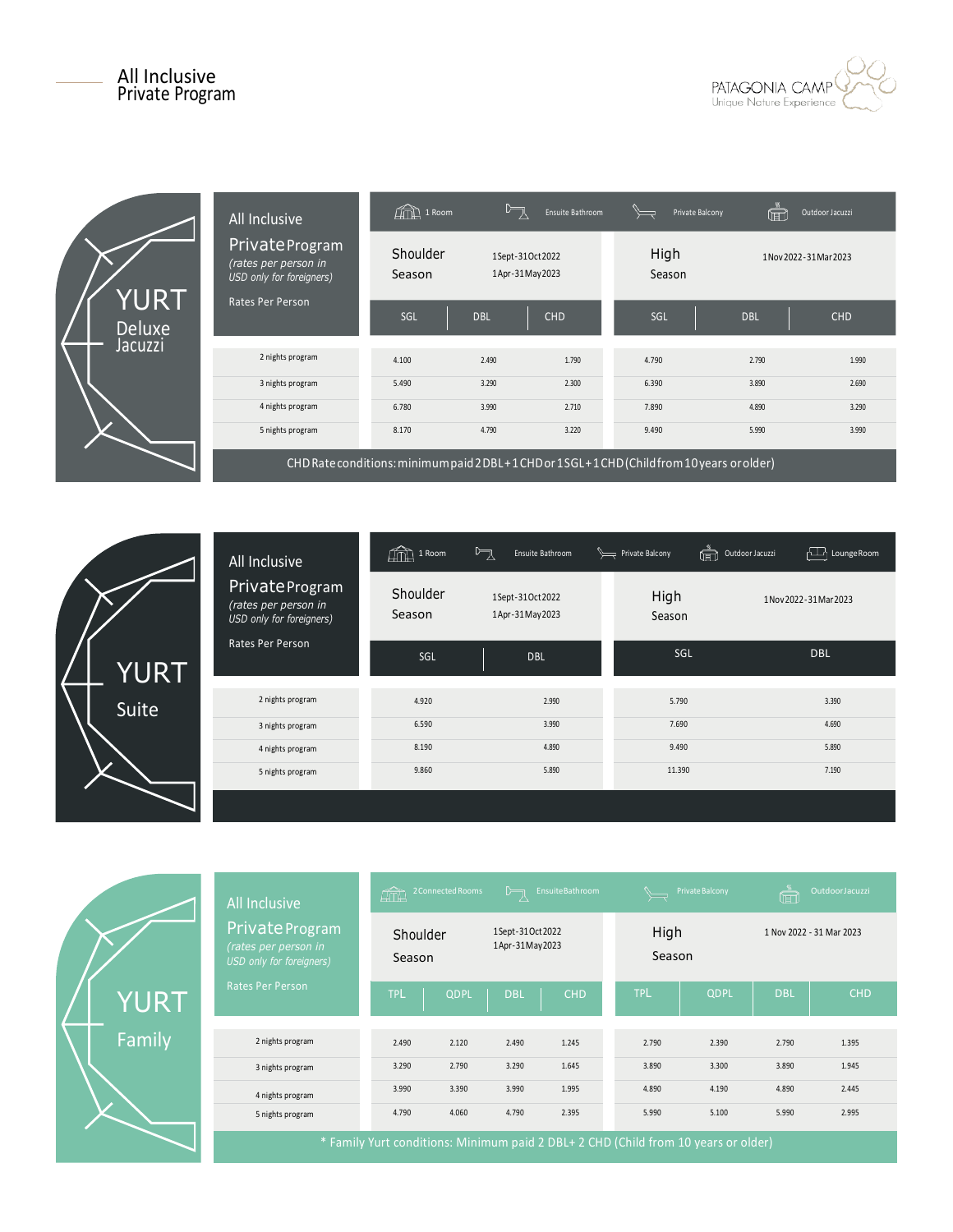# All Inclusive Private Program

PATAGONIA CAMP
Unique Nature Experience

## YURT Deluxe Jacuzzi

**All Inclusive Private Program**
*(rates per person in USD only for foreigners)*
Rates Per Person

1 Room · Ensuite Bathroom · Private Balcony · Outdoor Jacuzzi

| Rates Per Person | Shoulder Season (1 Sept - 31 Oct 2022; 1 Apr - 31 May 2023) | | | High Season (1 Nov 2022 - 31 Mar 2023) | | |
|---|---|---|---|---|---|---|
| | SGL | DBL | CHD | SGL | DBL | CHD |
| 2 nights program | 4.100 | 2.490 | 1.790 | 4.790 | 2.790 | 1.990 |
| 3 nights program | 5.490 | 3.290 | 2.300 | 6.390 | 3.890 | 2.690 |
| 4 nights program | 6.780 | 3.990 | 2.710 | 7.890 | 4.890 | 3.290 |
| 5 nights program | 8.170 | 4.790 | 3.220 | 9.490 | 5.990 | 3.990 |

CHD Rate conditions: minimum paid 2 DBL + 1 CHD or 1 SGL + 1 CHD (Child from 10 years or older)

## YURT Suite

**All Inclusive Private Program**
*(rates per person in USD only for foreigners)*
Rates Per Person

1 Room · Ensuite Bathroom · Private Balcony · Outdoor Jacuzzi · Lounge Room

| Rates Per Person | Shoulder Season (1 Sept - 31 Oct 2022; 1 Apr - 31 May 2023) | | High Season (1 Nov 2022 - 31 Mar 2023) | |
|---|---|---|---|---|
| | SGL | DBL | SGL | DBL |
| 2 nights program | 4.920 | 2.990 | 5.790 | 3.390 |
| 3 nights program | 6.590 | 3.990 | 7.690 | 4.690 |
| 4 nights program | 8.190 | 4.890 | 9.490 | 5.890 |
| 5 nights program | 9.860 | 5.890 | 11.390 | 7.190 |

## YURT Family

**All Inclusive Private Program**
*(rates per person in USD only for foreigners)*
Rates Per Person

2 Connected Rooms · Ensuite Bathroom · Private Balcony · Outdoor Jacuzzi

| Rates Per Person | Shoulder Season (1 Sept - 31 Oct 2022; 1 Apr - 31 May 2023) | | | | High Season (1 Nov 2022 - 31 Mar 2023) | | | |
|---|---|---|---|---|---|---|---|---|
| | TPL | QDPL | DBL | CHD | TPL | QDPL | DBL | CHD |
| 2 nights program | 2.490 | 2.120 | 2.490 | 1.245 | 2.790 | 2.390 | 2.790 | 1.395 |
| 3 nights program | 3.290 | 2.790 | 3.290 | 1.645 | 3.890 | 3.300 | 3.890 | 1.945 |
| 4 nights program | 3.990 | 3.390 | 3.990 | 1.995 | 4.890 | 4.190 | 4.890 | 2.445 |
| 5 nights program | 4.790 | 4.060 | 4.790 | 2.395 | 5.990 | 5.100 | 5.990 | 2.995 |

* Family Yurt conditions: Minimum paid 2 DBL + 2 CHD (Child from 10 years or older)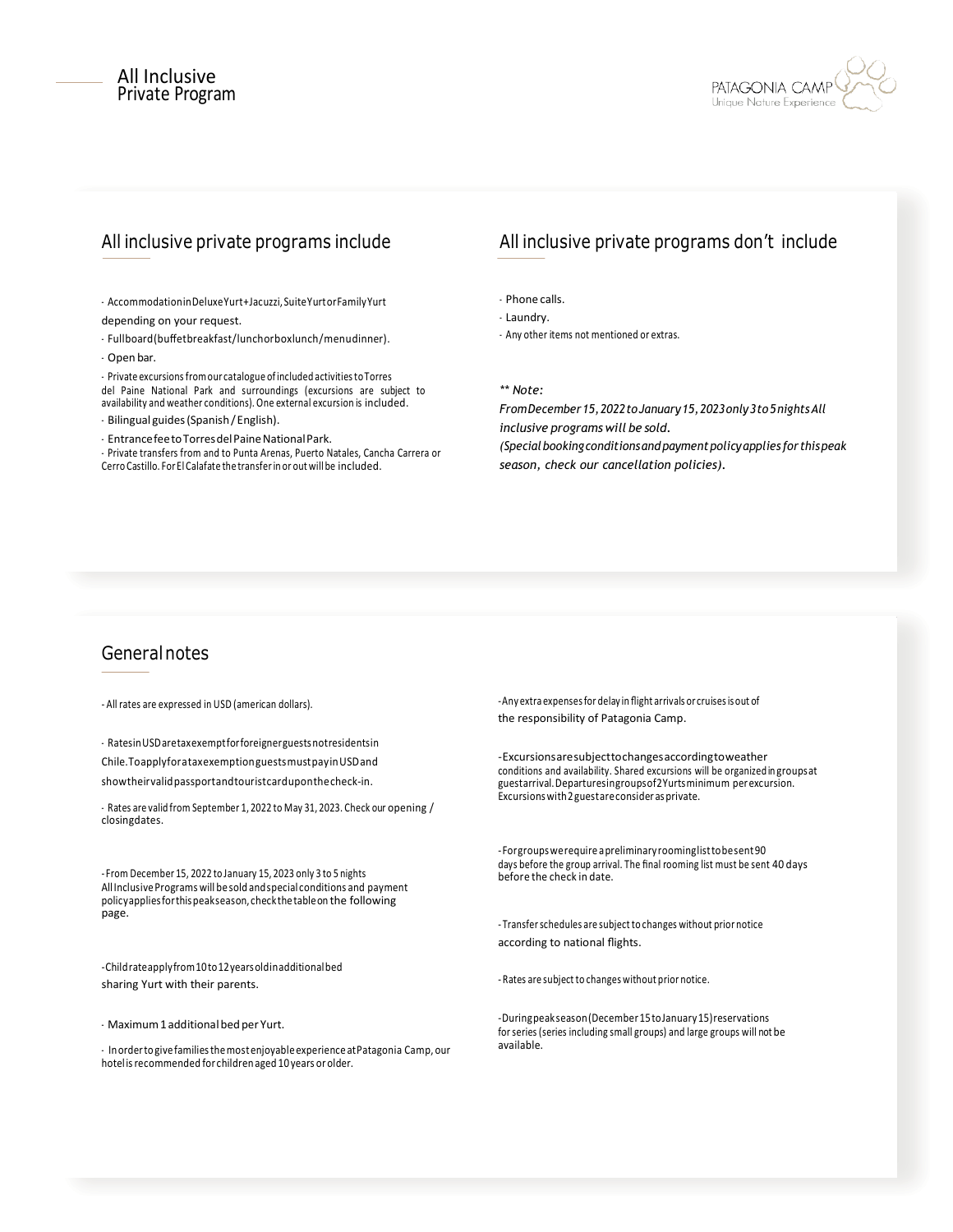# All Inclusive Private Program

## All inclusive private programs include

- Accommodation in Deluxe Yurt + Jacuzzi, Suite Yurt or Family Yurt depending on your request.
- Full board (buffet breakfast / lunch or box lunch / menu dinner).
- Open bar.
- Private excursions from our catalogue of included activities to Torres del Paine National Park and surroundings (excursions are subject to availability and weather conditions). One external excursion is included.
- Bilingual guides (Spanish / English).
- Entrance fee to Torres del Paine National Park.
- Private transfers from and to Punta Arenas, Puerto Natales, Cancha Carrera or Cerro Castillo. For El Calafate the transfer in or out will be included.

## All inclusive private programs don't include

- Phone calls.
- Laundry.
- Any other items not mentioned or extras.

*** Note:*

*From December 15, 2022 to January 15, 2023 only 3 to 5 nights All inclusive programs will be sold.*

*(Special booking conditions and payment policy applies for this peak season, check our cancellation policies).*

## General notes

- All rates are expressed in USD (american dollars).
- Rates in USD are tax exempt for foreigner guests not residents in Chile. To apply for a tax exemption guests must pay in USD and show their valid passport and tourist card upon the check-in.
- Rates are valid from September 1, 2022 to May 31, 2023. Check our opening / closing dates.
- From December 15, 2022 to January 15, 2023 only 3 to 5 nights All Inclusive Programs will be sold and special conditions and payment policy applies for this peak season, check the table on the following page.
- Child rate apply from 10 to 12 years old in additional bed sharing Yurt with their parents.
- Maximum 1 additional bed per Yurt.
- In order to give families the most enjoyable experience at Patagonia Camp, our hotel is recommended for children aged 10 years or older.
- Any extra expenses for delay in flight arrivals or cruises is out of the responsibility of Patagonia Camp.
- Excursions are subject to changes according to weather conditions and availability. Shared excursions will be organized in groups at guest arrival. Departures in groups of 2 Yurts minimum per excursion. Excursions with 2 guest are consider as private.
- For groups we require a preliminary rooming list to be sent 90 days before the group arrival. The final rooming list must be sent 40 days before the check in date.
- Transfer schedules are subject to changes without prior notice according to national flights.
- Rates are subject to changes without prior notice.
- During peak season (December 15 to January 15) reservations for series (series including small groups) and large groups will not be available.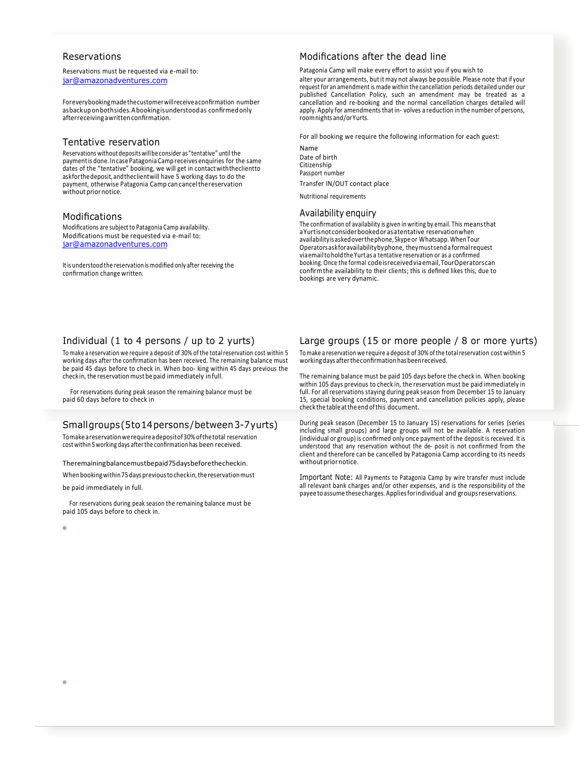## Reservations

Reservations must be requested via e-mail to:
jar@amazonadventures.com

For every booking made the customer will receive a confirmation number as back up on both sides. A booking is understood as confirmed only after receiving a written confirmation.

## Tentative reservation

Reservations without deposits will be consider as "tentative" until the payment is done. In case Patagonia Camp receives enquiries for the same dates of the "tentative" booking, we will get in contact with the client to ask for the deposit, and the client will have 5 working days to do the payment, otherwise Patagonia Camp can cancel the reservation without prior notice.

## Modifications

Modifications are subject to Patagonia Camp availability.
Modifications must be requested via e-mail to:
jar@amazonadventures.com

It is understood the reservation is modified only after receiving the confirmation change written.

## Modifications after the dead line

Patagonia Camp will make every effort to assist you if you wish to alter your arrangements, but it may not always be possible. Please note that if your request for an amendment is made within the cancellation periods detailed under our published Cancellation Policy, such an amendment may be treated as a cancellation and re-booking and the normal cancellation charges detailed will apply. Apply for amendments that in- volves a reduction in the number of persons, room nights and/or Yurts.

For all booking we require the following information for each guest:

Name
Date of birth
Citizenship
Passport number
Transfer IN/OUT contact place
Nutritional requirements

## Availability enquiry

The confirmation of availability is given in writing by email. This means that a Yurt is not consider booked or as a tentative reservation when availability is asked over the phone, Skype or Whatsapp. When Tour Operators ask for availability by phone, they must send a formal request via email to hold the Yurt as a tentative reservation or as a confirmed booking. Once the formal code is received via email, Tour Operators can confirm the availability to their clients; this is defined likes this, due to bookings are very dynamic.

## Individual (1 to 4 persons / up to 2 yurts)

To make a reservation we require a deposit of 30% of the total reservation cost within 5 working days after the confirmation has been received. The remaining balance must be paid 45 days before to check in. When boo- king within 45 days previous the check in, the reservation must be paid immediately in full.

For reservations during peak season the remaining balance must be paid 60 days before to check in

## Small groups (5 to 14 persons / between 3-7 yurts)

To make a reservation we require a deposit of 30% of the total reservation cost within 5 working days after the confirmation has been received.

The remaining balance must be paid 75 days before the check in.

When booking within 75 days previous to check in, the reservation must be paid immediately in full.

For reservations during peak season the remaining balance must be paid 105 days before to check in.

## Large groups (15 or more people / 8 or more yurts)

To make a reservation we require a deposit of 30% of the total reservation cost within 5 working days after the confirmation has been received.

The remaining balance must be paid 105 days before the check in. When booking within 105 days previous to check in, the reservation must be paid immediately in full. For all reservations staying during peak season from December 15 to January 15, special booking conditions, payment and cancellation policies apply, please check the table at the end of this document.

During peak season (December 15 to January 15) reservations for series (series including small groups) and large groups will not be available. A reservation (individual or group) is confirmed only once payment of the deposit is received. It is understood that any reservation without the de- posit is not confirmed from the client and therefore can be cancelled by Patagonia Camp according to its needs without prior notice.

Important Note: All Payments to Patagonia Camp by wire transfer must include all relevant bank charges and/or other expenses, and is the responsibility of the payee to assume these charges. Applies for individual and groups reservations.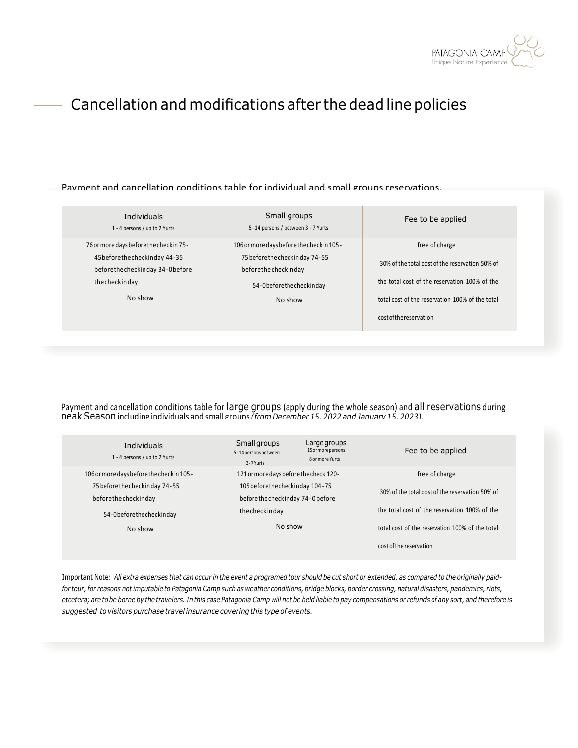## Cancellation and modifications after the dead line policies

Payment and cancellation conditions table for individual and small groups reservations.

| Individuals<br>1 - 4 persons / up to 2 Yurts | Small groups<br>5 -14 persons / between 3 - 7 Yurts | Fee to be applied |
|---|---|---|
| 76 or more days before the checkin | 106 or more days before the checkin | free of charge |
| 75 - 45 before the checkin day | 105 - 75 before the checkin day | 30% of the total cost of the reservation |
| 44 - 35 before the checkin day | 74 - 55 before the checkin day | 50% of the total cost of the reservation |
| 34 - 0 before the checkin day | 54 - 0 before the checkin day | 100% of the total cost of the reservation |
| No show | No show | 100% of the total cost of the reservation |

Payment and cancellation conditions table for large groups (apply during the whole season) and all reservations during peak Season including individuals and small groups *(from December 15, 2022 and January 15, 2023)*.

| Individuals<br>1 - 4 persons / up to 2 Yurts | Small groups<br>5 - 14 persons between 3 - 7 Yurts / Large groups<br>15 or more persons 8 or more Yurts | Fee to be applied |
|---|---|---|
| 106 or more days before the checkin | 121 or more days before the check | free of charge |
| 105 - 75 before the checkin day | 120 - 105 before the checkin day | 30% of the total cost of the reservation |
| 74 - 55 before the checkin day | 104 - 75 before the checkin day | 50% of the total cost of the reservation |
| 54 - 0 before the checkin day | 74 - 0 before the checkin day | 100% of the total cost of the reservation |
| No show | No show | 100% of the total cost of the reservation |

Important Note: *All extra expenses that can occur in the event a programed tour should be cut short or extended, as compared to the originally paid-for tour, for reasons not imputable to Patagonia Camp such as weather conditions, bridge blocks, border crossing, natural disasters, pandemics, riots, etcetera; are to be borne by the travelers. In this case Patagonia Camp will not be held liable to pay compensations or refunds of any sort, and therefore is suggested to visitors purchase travel insurance covering this type of events.*